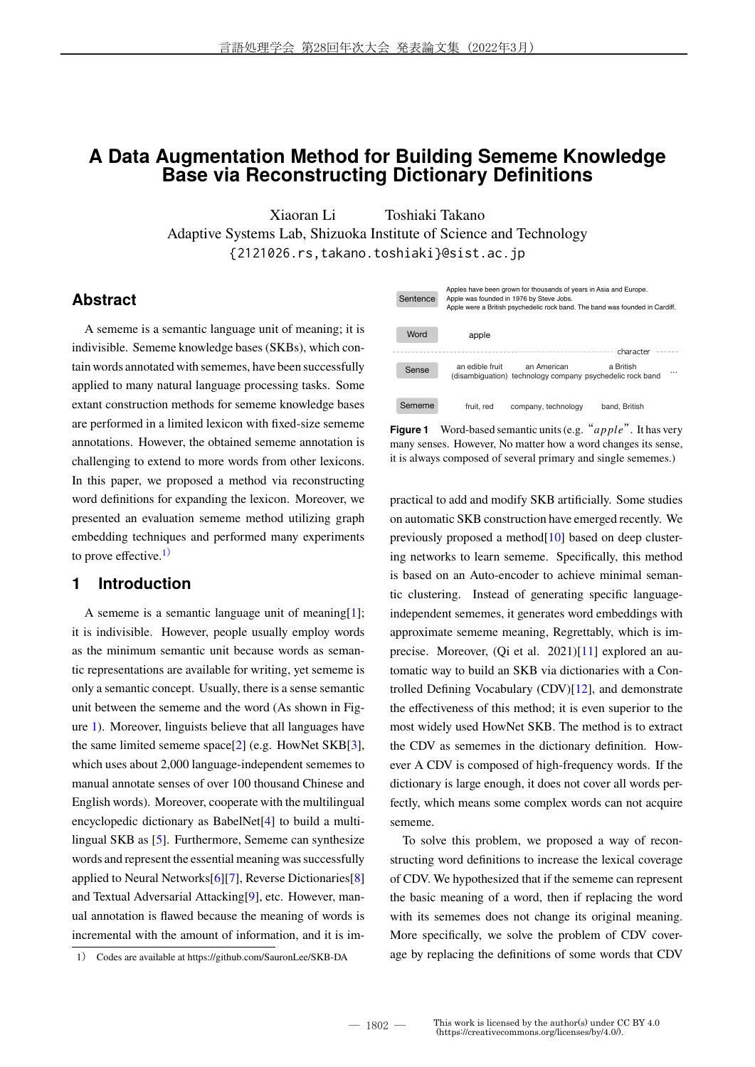# A Data Augmentation Method for Building Sememe Knowledge Base via Reconstructing Dictionary Definitions

Xiaoran Li Toshiaki Takano

Adaptive Systems Lab, Shizuoka Institute of Science and Technology

{2121026.rs,takano.toshiaki}@sist.ac.jp

## Abstract

A sememe is a semantic language unit of meaning; it is indivisible. Sememe knowledge bases (SKBs), which contain words annotated with sememes, have been successfully applied to many natural language processing tasks. Some extant construction methods for sememe knowledge bases are performed in a limited lexicon with fixed-size sememe annotations. However, the obtained sememe annotation is challenging to extend to more words from other lexicons. In this paper, we proposed a method via reconstructing word definitions for expanding the lexicon. Moreover, we presented an evaluation sememe method utilizing graph embedding techniques and performed many experiments to prove effective.[1)]

## 1 Introduction

A sememe is a semantic language unit of meaning[1]; it is indivisible. However, people usually employ words as the minimum semantic unit because words as semantic representations are available for writing, yet sememe is only a semantic concept. Usually, there is a sense semantic unit between the sememe and the word (As shown in Figure 1). Moreover, linguists believe that all languages have the same limited sememe space[2] (e.g. HowNet SKB[3], which uses about 2,000 language-independent sememes to manual annotate senses of over 100 thousand Chinese and English words). Moreover, cooperate with the multilingual encyclopedic dictionary as BabelNet[4] to build a multilingual SKB as [5]. Furthermore, Sememe can synthesize words and represent the essential meaning was successfully applied to Neural Networks[6][7], Reverse Dictionaries[8] and Textual Adversarial Attacking[9], etc. However, manual annotation is flawed because the meaning of words is incremental with the amount of information, and it is impractical to add and modify SKB artificially. Some studies on automatic SKB construction have emerged recently. We previously proposed a method[10] based on deep clustering networks to learn sememe. Specifically, this method is based on an Auto-encoder to achieve minimal semantic clustering. Instead of generating specific language-independent sememes, it generates word embeddings with approximate sememe meaning, Regrettably, which is imprecise. Moreover, (Qi et al. 2021)[11] explored an automatic way to build an SKB via dictionaries with a Controlled Defining Vocabulary (CDV)[12], and demonstrate the effectiveness of this method; it is even superior to the most widely used HowNet SKB. The method is to extract the CDV as sememes in the dictionary definition. However A CDV is composed of high-frequency words. If the dictionary is large enough, it does not cover all words perfectly, which means some complex words can not acquire sememe.

| | | | | |
|---|---|---|---|---|
| Sentence | Apples have been grown for thousands of years in Asia and Europe. Apple was founded in 1976 by Steve Jobs. Apple were a British psychedelic rock band. The band was founded in Cardiff. | | | |
| Word | apple | | | |
| | | | character | |
| Sense | an edible fruit (disambiguation) | an American technology company | a British psychedelic rock band | ... |
| Sememe | fruit, red | company, technology | band, British | |

**Figure 1** Word-based semantic units (e.g. "*apple*". It has very many senses. However, No matter how a word changes its sense, it is always composed of several primary and single sememes.)

To solve this problem, we proposed a way of reconstructing word definitions to increase the lexical coverage of CDV. We hypothesized that if the sememe can represent the basic meaning of a word, then if replacing the word with its sememes does not change its original meaning. More specifically, we solve the problem of CDV coverage by replacing the definitions of some words that CDV

1) Codes are available at https://github.com/SauronLee/SKB-DA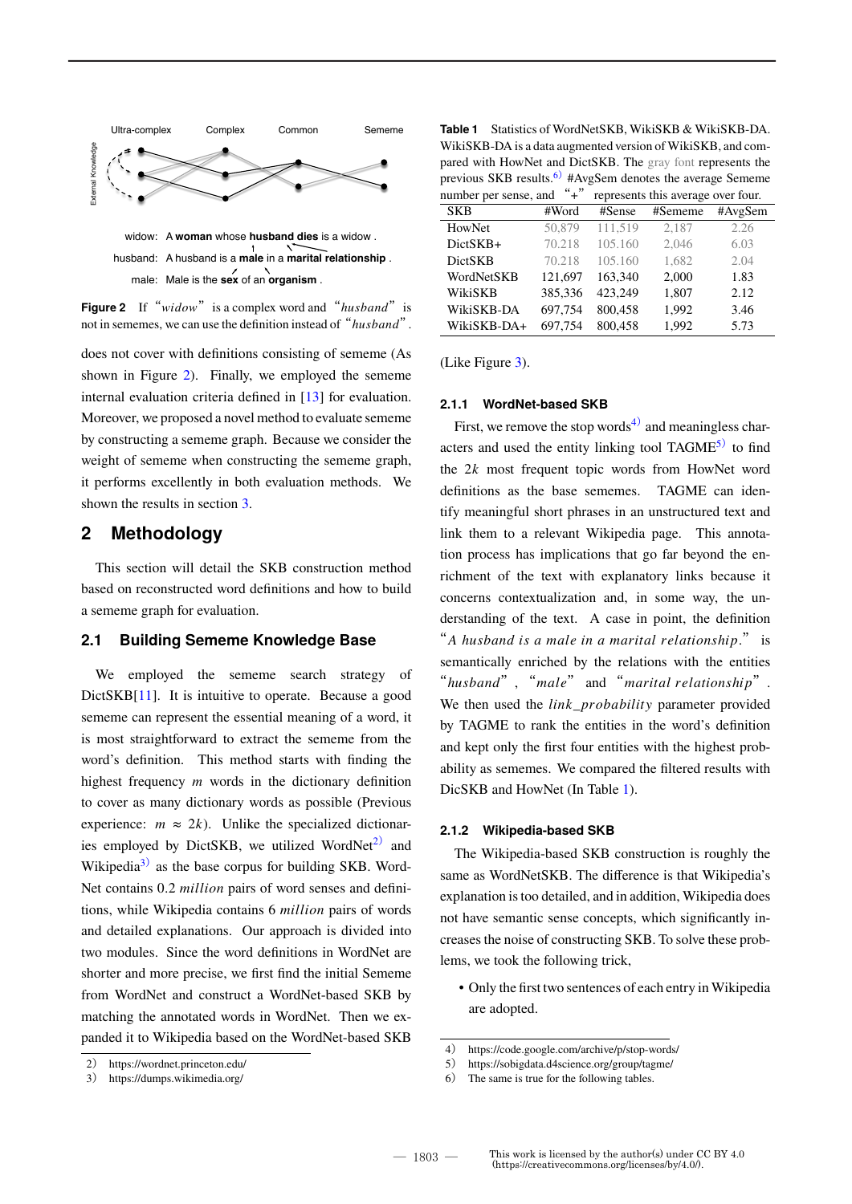Ultra-complex Complex Common Sememe

External Knowledge

widow: A **woman** whose **husband dies** is a widow .

husband: A husband is a **male** in a **marital relationship** .

male: Male is the **sex** of an **organism** .

**Figure 2** If "*widow*" is a complex word and "*husband*" is not in sememes, we can use the definition instead of "*husband*".

does not cover with definitions consisting of sememe (As shown in Figure 2). Finally, we employed the sememe internal evaluation criteria defined in [13] for evaluation. Moreover, we proposed a novel method to evaluate sememe by constructing a sememe graph. Because we consider the weight of sememe when constructing the sememe graph, it performs excellently in both evaluation methods. We shown the results in section 3.

## 2 Methodology

This section will detail the SKB construction method based on reconstructed word definitions and how to build a sememe graph for evaluation.

### 2.1 Building Sememe Knowledge Base

We employed the sememe search strategy of DictSKB[11]. It is intuitive to operate. Because a good sememe can represent the essential meaning of a word, it is most straightforward to extract the sememe from the word's definition. This method starts with finding the highest frequency $m$ words in the dictionary definition to cover as many dictionary words as possible (Previous experience: $m \approx 2k$). Unlike the specialized dictionaries employed by DictSKB, we utilized WordNet[2] and Wikipedia[3] as the base corpus for building SKB. WordNet contains 0.2 *million* pairs of word senses and definitions, while Wikipedia contains 6 *million* pairs of words and detailed explanations. Our approach is divided into two modules. Since the word definitions in WordNet are shorter and more precise, we first find the initial Sememe from WordNet and construct a WordNet-based SKB by matching the annotated words in WordNet. Then we expanded it to Wikipedia based on the WordNet-based SKB (Like Figure 3).

**Table 1** Statistics of WordNetSKB, WikiSKB & WikiSKB-DA. WikiSKB-DA is a data augmented version of WikiSKB, and compared with HowNet and DictSKB. The gray font represents the previous SKB results.[6] #AvgSem denotes the average Sememe number per sense, and "+" represents this average over four.

| SKB | #Word | #Sense | #Sememe | #AvgSem |
|---|---|---|---|---|
| HowNet | 50,879 | 111,519 | 2,187 | 2.26 |
| DictSKB+ | 70.218 | 105.160 | 2,046 | 6.03 |
| DictSKB | 70.218 | 105.160 | 1,682 | 2.04 |
| WordNetSKB | 121,697 | 163,340 | 2,000 | 1.83 |
| WikiSKB | 385,336 | 423,249 | 1,807 | 2.12 |
| WikiSKB-DA | 697,754 | 800,458 | 1,992 | 3.46 |
| WikiSKB-DA+ | 697,754 | 800,458 | 1,992 | 5.73 |

#### 2.1.1 WordNet-based SKB

First, we remove the stop words[4] and meaningless characters and used the entity linking tool TAGME[5] to find the $2k$ most frequent topic words from HowNet word definitions as the base sememes. TAGME can identify meaningful short phrases in an unstructured text and link them to a relevant Wikipedia page. This annotation process has implications that go far beyond the enrichment of the text with explanatory links because it concerns contextualization and, in some way, the understanding of the text. A case in point, the definition "*A husband is a male in a marital relationship.*" is semantically enriched by the relations with the entities "*husband*", "*male*" and "*marital relationship*". We then used the *link_probability* parameter provided by TAGME to rank the entities in the word's definition and kept only the first four entities with the highest probability as sememes. We compared the filtered results with DicSKB and HowNet (In Table 1).

#### 2.1.2 Wikipedia-based SKB

The Wikipedia-based SKB construction is roughly the same as WordNetSKB. The difference is that Wikipedia's explanation is too detailed, and in addition, Wikipedia does not have semantic sense concepts, which significantly increases the noise of constructing SKB. To solve these problems, we took the following trick,

- Only the first two sentences of each entry in Wikipedia are adopted.

2) https://wordnet.princeton.edu/
3) https://dumps.wikimedia.org/
4) https://code.google.com/archive/p/stop-words/
5) https://sobigdata.d4science.org/group/tagme/
6) The same is true for the following tables.

This work is licensed by the author(s) under CC BY 4.0 (https://creativecommons.org/licenses/by/4.0/).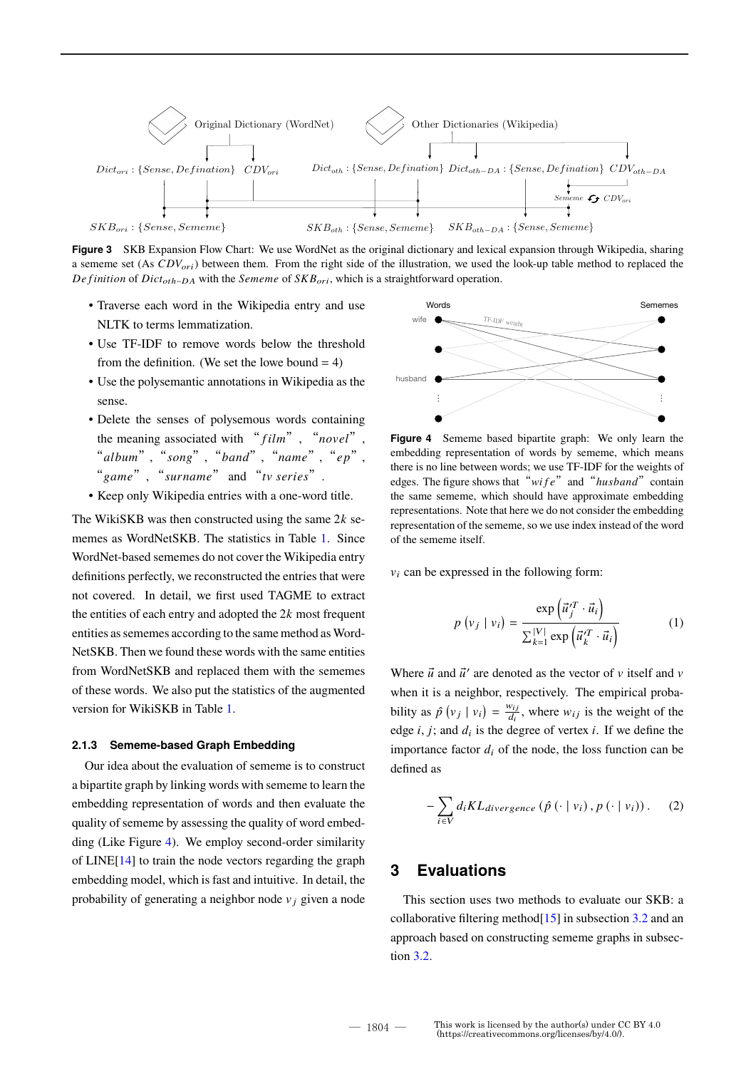Figure 3 SKB Expansion Flow Chart: We use WordNet as the original dictionary and lexical expansion through Wikipedia, sharing a sememe set (As $CDV_{ori}$) between them. From the right side of the illustration, we used the look-up table method to replaced the $Defination$ of $Dict_{oth-DA}$ with the $Sememe$ of $SKB_{ori}$, which is a straightforward operation.

- Traverse each word in the Wikipedia entry and use NLTK to terms lemmatization.
- Use TF-IDF to remove words below the threshold from the definition. (We set the lowe bound = 4)
- Use the polysemantic annotations in Wikipedia as the sense.
- Delete the senses of polysemous words containing the meaning associated with "*film*", "*novel*", "*album*", "*song*", "*band*", "*name*", "*ep*", "*game*", "*surname*" and "*tv series*".
- Keep only Wikipedia entries with a one-word title.

The WikiSKB was then constructed using the same $2k$ sememes as WordNetSKB. The statistics in Table 1. Since WordNet-based sememes do not cover the Wikipedia entry definitions perfectly, we reconstructed the entries that were not covered. In detail, we first used TAGME to extract the entities of each entry and adopted the $2k$ most frequent entities as sememes according to the same method as WordNetSKB. Then we found these words with the same entities from WordNetSKB and replaced them with the sememes of these words. We also put the statistics of the augmented version for WikiSKB in Table 1.

### 2.1.3 Sememe-based Graph Embedding

Our idea about the evaluation of sememe is to construct a bipartite graph by linking words with sememe to learn the embedding representation of words and then evaluate the quality of sememe by assessing the quality of word embedding (Like Figure 4). We employ second-order similarity of LINE[14] to train the node vectors regarding the graph embedding model, which is fast and intuitive. In detail, the probability of generating a neighbor node $v_j$ given a node $v_i$ can be expressed in the following form:

Figure 4 Sememe based bipartite graph: We only learn the embedding representation of words by sememe, which means there is no line between words; we use TF-IDF for the weights of edges. The figure shows that "*wife*" and "*husband*" contain the same sememe, which should have approximate embedding representations. Note that here we do not consider the embedding representation of the sememe, so we use index instead of the word of the sememe itself.

$$p\left(v_j \mid v_i\right) = \frac{\exp\left(\vec{u}_j'^T \cdot \vec{u}_i\right)}{\sum_{k=1}^{|V|} \exp\left(\vec{u}_k'^T \cdot \vec{u}_i\right)} \tag{1}$$

Where $\vec{u}$ and $\vec{u}'$ are denoted as the vector of $v$ itself and $v$ when it is a neighbor, respectively. The empirical probability as $\hat{p}\left(v_j \mid v_i\right) = \frac{w_{ij}}{d_i}$, where $w_{ij}$ is the weight of the edge $i, j$; and $d_i$ is the degree of vertex $i$. If we define the importance factor $d_i$ of the node, the loss function can be defined as

$$-\sum_{i \in V} d_i KL_{divergence}\left(\hat{p}\left(\cdot \mid v_i\right), p\left(\cdot \mid v_i\right)\right). \tag{2}$$

## 3 Evaluations

This section uses two methods to evaluate our SKB: a collaborative filtering method[15] in subsection 3.2 and an approach based on constructing sememe graphs in subsection 3.2.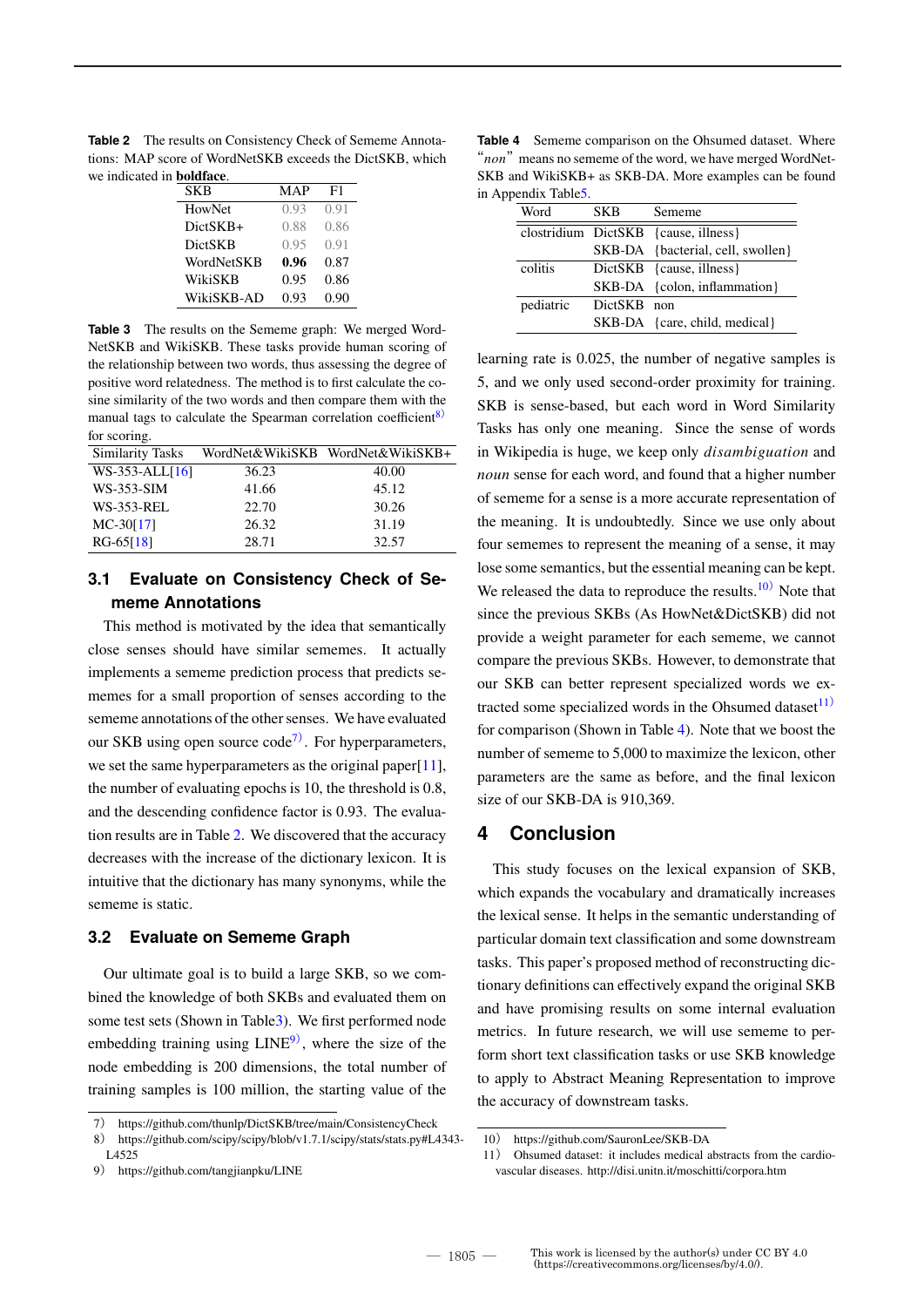**Table 2** The results on Consistency Check of Sememe Annotations: MAP score of WordNetSKB exceeds the DictSKB, which we indicated in **boldface**.

| SKB | MAP | F1 |
|---|---|---|
| HowNet | 0.93 | 0.91 |
| DictSKB+ | 0.88 | 0.86 |
| DictSKB | 0.95 | 0.91 |
| WordNetSKB | **0.96** | 0.87 |
| WikiSKB | 0.95 | 0.86 |
| WikiSKB-AD | 0.93 | 0.90 |

**Table 3** The results on the Sememe graph: We merged WordNetSKB and WikiSKB. These tasks provide human scoring of the relationship between two words, thus assessing the degree of positive word relatedness. The method is to first calculate the cosine similarity of the two words and then compare them with the manual tags to calculate the Spearman correlation coefficient[8] for scoring.

| Similarity Tasks | WordNet&WikiSKB | WordNet&WikiSKB+ |
|---|---|---|
| WS-353-ALL[16] | 36.23 | 40.00 |
| WS-353-SIM | 41.66 | 45.12 |
| WS-353-REL | 22.70 | 30.26 |
| MC-30[17] | 26.32 | 31.19 |
| RG-65[18] | 28.71 | 32.57 |

### 3.1 Evaluate on Consistency Check of Sememe Annotations

This method is motivated by the idea that semantically close senses should have similar sememes. It actually implements a sememe prediction process that predicts sememes for a small proportion of senses according to the sememe annotations of the other senses. We have evaluated our SKB using open source code[7]. For hyperparameters, we set the same hyperparameters as the original paper[11], the number of evaluating epochs is 10, the threshold is 0.8, and the descending confidence factor is 0.93. The evaluation results are in Table 2. We discovered that the accuracy decreases with the increase of the dictionary lexicon. It is intuitive that the dictionary has many synonyms, while the sememe is static.

### 3.2 Evaluate on Sememe Graph

Our ultimate goal is to build a large SKB, so we combined the knowledge of both SKBs and evaluated them on some test sets (Shown in Table3). We first performed node embedding training using LINE[9], where the size of the node embedding is 200 dimensions, the total number of training samples is 100 million, the starting value of the learning rate is 0.025, the number of negative samples is 5, and we only used second-order proximity for training. SKB is sense-based, but each word in Word Similarity Tasks has only one meaning. Since the sense of words in Wikipedia is huge, we keep only *disambiguation* and *noun* sense for each word, and found that a higher number of sememe for a sense is a more accurate representation of the meaning. It is undoubtedly. Since we use only about four sememes to represent the meaning of a sense, it may lose some semantics, but the essential meaning can be kept. We released the data to reproduce the results.[10] Note that since the previous SKBs (As HowNet&DictSKB) did not provide a weight parameter for each sememe, we cannot compare the previous SKBs. However, to demonstrate that our SKB can better represent specialized words we extracted some specialized words in the Ohsumed dataset[11] for comparison (Shown in Table 4). Note that we boost the number of sememe to 5,000 to maximize the lexicon, other parameters are the same as before, and the final lexicon size of our SKB-DA is 910,369.

**Table 4** Sememe comparison on the Ohsumed dataset. Where "*non*" means no sememe of the word, we have merged WordNetSKB and WikiSKB+ as SKB-DA. More examples can be found in Appendix Table5.

| Word | SKB | Sememe |
|---|---|---|
| clostridium | DictSKB | {cause, illness} |
| | SKB-DA | {bacterial, cell, swollen} |
| colitis | DictSKB | {cause, illness} |
| | SKB-DA | {colon, inflammation} |
| pediatric | DictSKB | non |
| | SKB-DA | {care, child, medical} |

## 4 Conclusion

This study focuses on the lexical expansion of SKB, which expands the vocabulary and dramatically increases the lexical sense. It helps in the semantic understanding of particular domain text classification and some downstream tasks. This paper's proposed method of reconstructing dictionary definitions can effectively expand the original SKB and have promising results on some internal evaluation metrics. In future research, we will use sememe to perform short text classification tasks or use SKB knowledge to apply to Abstract Meaning Representation to improve the accuracy of downstream tasks.

---

7) https://github.com/thunlp/DictSKB/tree/main/ConsistencyCheck

8) https://github.com/scipy/scipy/blob/v1.7.1/scipy/stats/stats.py#L4343-L4525

9) https://github.com/tangjianpku/LINE

10) https://github.com/SauronLee/SKB-DA

11) Ohsumed dataset: it includes medical abstracts from the cardiovascular diseases. http://disi.unitn.it/moschitti/corpora.htm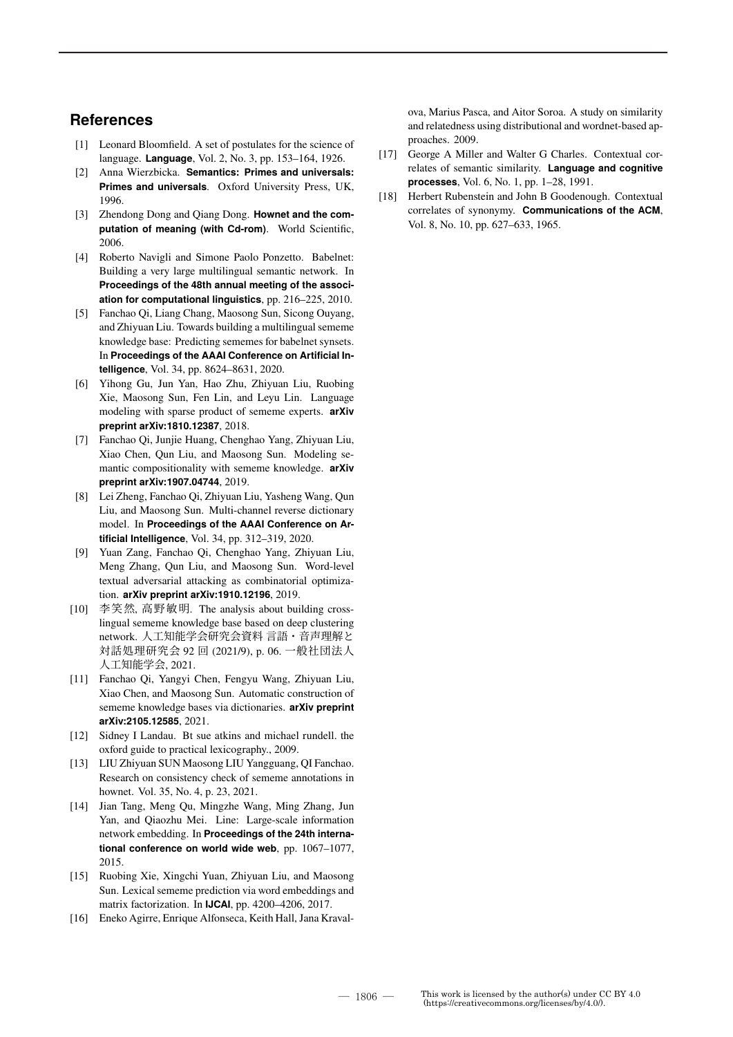## References

[1] Leonard Bloomfield. A set of postulates for the science of language. **Language**, Vol. 2, No. 3, pp. 153–164, 1926.

[2] Anna Wierzbicka. **Semantics: Primes and universals: Primes and universals**. Oxford University Press, UK, 1996.

[3] Zhendong Dong and Qiang Dong. **Hownet and the computation of meaning (with Cd-rom)**. World Scientific, 2006.

[4] Roberto Navigli and Simone Paolo Ponzetto. Babelnet: Building a very large multilingual semantic network. In **Proceedings of the 48th annual meeting of the association for computational linguistics**, pp. 216–225, 2010.

[5] Fanchao Qi, Liang Chang, Maosong Sun, Sicong Ouyang, and Zhiyuan Liu. Towards building a multilingual sememe knowledge base: Predicting sememes for babelnet synsets. In **Proceedings of the AAAI Conference on Artificial Intelligence**, Vol. 34, pp. 8624–8631, 2020.

[6] Yihong Gu, Jun Yan, Hao Zhu, Zhiyuan Liu, Ruobing Xie, Maosong Sun, Fen Lin, and Leyu Lin. Language modeling with sparse product of sememe experts. **arXiv preprint arXiv:1810.12387**, 2018.

[7] Fanchao Qi, Junjie Huang, Chenghao Yang, Zhiyuan Liu, Xiao Chen, Qun Liu, and Maosong Sun. Modeling semantic compositionality with sememe knowledge. **arXiv preprint arXiv:1907.04744**, 2019.

[8] Lei Zheng, Fanchao Qi, Zhiyuan Liu, Yasheng Wang, Qun Liu, and Maosong Sun. Multi-channel reverse dictionary model. In **Proceedings of the AAAI Conference on Artificial Intelligence**, Vol. 34, pp. 312–319, 2020.

[9] Yuan Zang, Fanchao Qi, Chenghao Yang, Zhiyuan Liu, Meng Zhang, Qun Liu, and Maosong Sun. Word-level textual adversarial attacking as combinatorial optimization. **arXiv preprint arXiv:1910.12196**, 2019.

[10] 李笑然, 高野敏明. The analysis about building cross-lingual sememe knowledge base based on deep clustering network. 人工知能学会研究会資料 言語・音声理解と対話処理研究会 92 回 (2021/9), p. 06. 一般社団法人人工知能学会, 2021.

[11] Fanchao Qi, Yangyi Chen, Fengyu Wang, Zhiyuan Liu, Xiao Chen, and Maosong Sun. Automatic construction of sememe knowledge bases via dictionaries. **arXiv preprint arXiv:2105.12585**, 2021.

[12] Sidney I Landau. Bt sue atkins and michael rundell. the oxford guide to practical lexicography., 2009.

[13] LIU Zhiyuan SUN Maosong LIU Yangguang, QI Fanchao. Research on consistency check of sememe annotations in hownet. Vol. 35, No. 4, p. 23, 2021.

[14] Jian Tang, Meng Qu, Mingzhe Wang, Ming Zhang, Jun Yan, and Qiaozhu Mei. Line: Large-scale information network embedding. In **Proceedings of the 24th international conference on world wide web**, pp. 1067–1077, 2015.

[15] Ruobing Xie, Xingchi Yuan, Zhiyuan Liu, and Maosong Sun. Lexical sememe prediction via word embeddings and matrix factorization. In **IJCAI**, pp. 4200–4206, 2017.

[16] Eneko Agirre, Enrique Alfonseca, Keith Hall, Jana Kravalova, Marius Pasca, and Aitor Soroa. A study on similarity and relatedness using distributional and wordnet-based approaches. 2009.

[17] George A Miller and Walter G Charles. Contextual correlates of semantic similarity. **Language and cognitive processes**, Vol. 6, No. 1, pp. 1–28, 1991.

[18] Herbert Rubenstein and John B Goodenough. Contextual correlates of synonymy. **Communications of the ACM**, Vol. 8, No. 10, pp. 627–633, 1965.

This work is licensed by the author(s) under CC BY 4.0 (https://creativecommons.org/licenses/by/4.0/).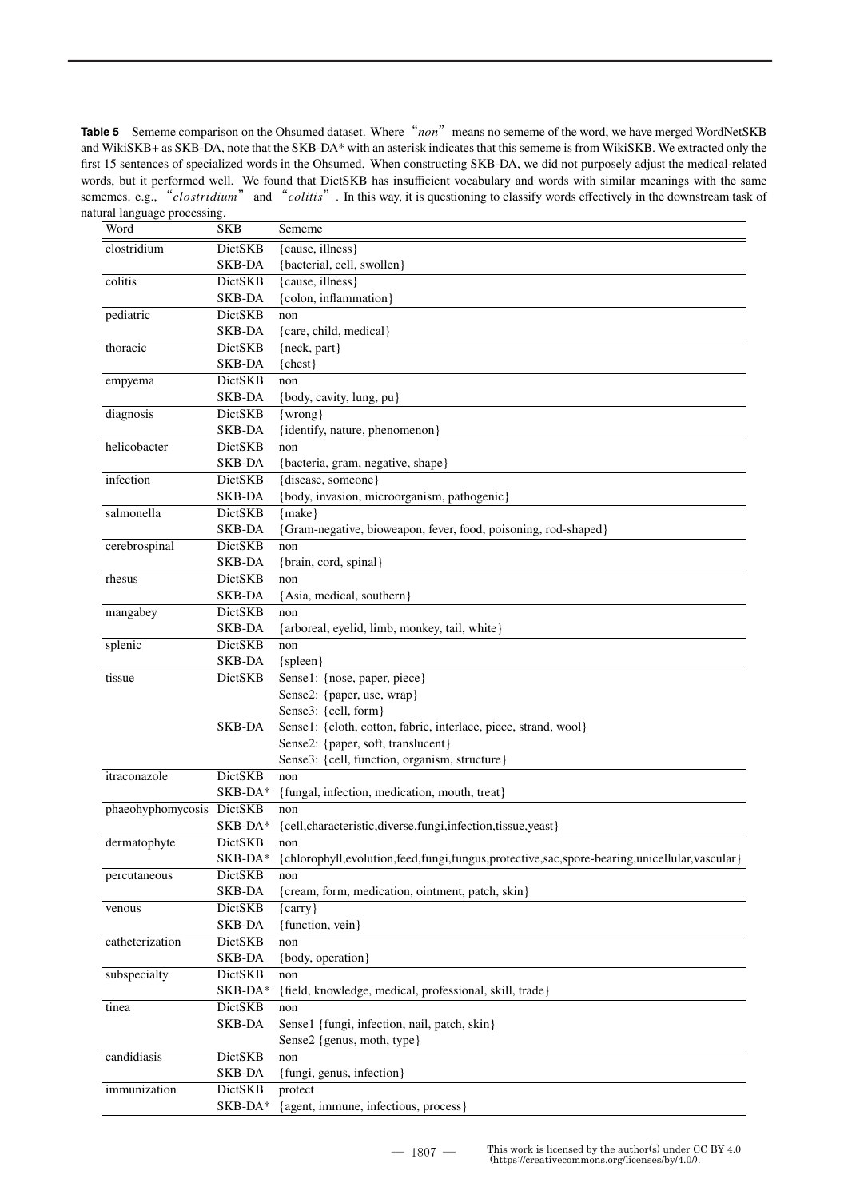**Table 5** Sememe comparison on the Ohsumed dataset. Where "*non*" means no sememe of the word, we have merged WordNetSKB and WikiSKB+ as SKB-DA, note that the SKB-DA* with an asterisk indicates that this sememe is from WikiSKB. We extracted only the first 15 sentences of specialized words in the Ohsumed. When constructing SKB-DA, we did not purposely adjust the medical-related words, but it performed well. We found that DictSKB has insufficient vocabulary and words with similar meanings with the same sememes. e.g., "*clostridium*" and "*colitis*". In this way, it is questioning to classify words effectively in the downstream task of natural language processing.

| Word | SKB | Sememe |
|---|---|---|
| clostridium | DictSKB | {cause, illness} |
| | SKB-DA | {bacterial, cell, swollen} |
| colitis | DictSKB | {cause, illness} |
| | SKB-DA | {colon, inflammation} |
| pediatric | DictSKB | non |
| | SKB-DA | {care, child, medical} |
| thoracic | DictSKB | {neck, part} |
| | SKB-DA | {chest} |
| empyema | DictSKB | non |
| | SKB-DA | {body, cavity, lung, pu} |
| diagnosis | DictSKB | {wrong} |
| | SKB-DA | {identify, nature, phenomenon} |
| helicobacter | DictSKB | non |
| | SKB-DA | {bacteria, gram, negative, shape} |
| infection | DictSKB | {disease, someone} |
| | SKB-DA | {body, invasion, microorganism, pathogenic} |
| salmonella | DictSKB | {make} |
| | SKB-DA | {Gram-negative, bioweapon, fever, food, poisoning, rod-shaped} |
| cerebrospinal | DictSKB | non |
| | SKB-DA | {brain, cord, spinal} |
| rhesus | DictSKB | non |
| | SKB-DA | {Asia, medical, southern} |
| mangabey | DictSKB | non |
| | SKB-DA | {arboreal, eyelid, limb, monkey, tail, white} |
| splenic | DictSKB | non |
| | SKB-DA | {spleen} |
| tissue | DictSKB | Sense1: {nose, paper, piece} |
| | | Sense2: {paper, use, wrap} |
| | | Sense3: {cell, form} |
| | SKB-DA | Sense1: {cloth, cotton, fabric, interlace, piece, strand, wool} |
| | | Sense2: {paper, soft, translucent} |
| | | Sense3: {cell, function, organism, structure} |
| itraconazole | DictSKB | non |
| | SKB-DA* | {fungal, infection, medication, mouth, treat} |
| phaeohyphomycosis | DictSKB | non |
| | SKB-DA* | {cell,characteristic,diverse,fungi,infection,tissue,yeast} |
| dermatophyte | DictSKB | non |
| | SKB-DA* | {chlorophyll,evolution,feed,fungi,fungus,protective,sac,spore-bearing,unicellular,vascular} |
| percutaneous | DictSKB | non |
| | SKB-DA | {cream, form, medication, ointment, patch, skin} |
| venous | DictSKB | {carry} |
| | SKB-DA | {function, vein} |
| catheterization | DictSKB | non |
| | SKB-DA | {body, operation} |
| subspecialty | DictSKB | non |
| | SKB-DA* | {field, knowledge, medical, professional, skill, trade} |
| tinea | DictSKB | non |
| | SKB-DA | Sense1 {fungi, infection, nail, patch, skin} |
| | | Sense2 {genus, moth, type} |
| candidiasis | DictSKB | non |
| | SKB-DA | {fungi, genus, infection} |
| immunization | DictSKB | protect |
| | SKB-DA* | {agent, immune, infectious, process} |

This work is licensed by the author(s) under CC BY 4.0 (https://creativecommons.org/licenses/by/4.0/).